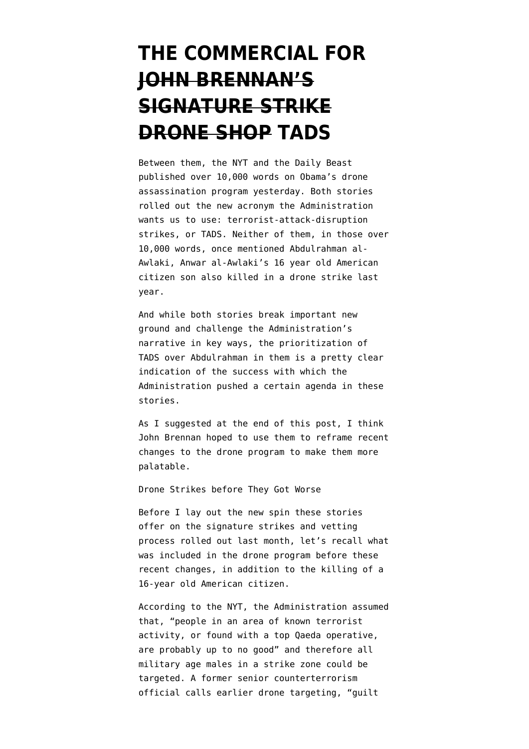# THE COMMERCIAL FOR ~~JOHN BRENNAN'S SIGNATURE STRIKE DRONE SHOP~~ TADS

Between them, the NYT and the Daily Beast published over 10,000 words on Obama's drone assassination program yesterday. Both stories rolled out the new acronym the Administration wants us to use: terrorist-attack-disruption strikes, or TADS. Neither of them, in those over 10,000 words, once mentioned Abdulrahman al-Awlaki, Anwar al-Awlaki's 16 year old American citizen son also killed in a drone strike last year.

And while both stories break important new ground and challenge the Administration's narrative in key ways, the prioritization of TADS over Abdulrahman in them is a pretty clear indication of the success with which the Administration pushed a certain agenda in these stories.

As I suggested at the end of this post, I think John Brennan hoped to use them to reframe recent changes to the drone program to make them more palatable.

Drone Strikes before They Got Worse

Before I lay out the new spin these stories offer on the signature strikes and vetting process rolled out last month, let's recall what was included in the drone program before these recent changes, in addition to the killing of a 16-year old American citizen.

According to the NYT, the Administration assumed that, "people in an area of known terrorist activity, or found with a top Qaeda operative, are probably up to no good" and therefore all military age males in a strike zone could be targeted. A former senior counterterrorism official calls earlier drone targeting, "guilt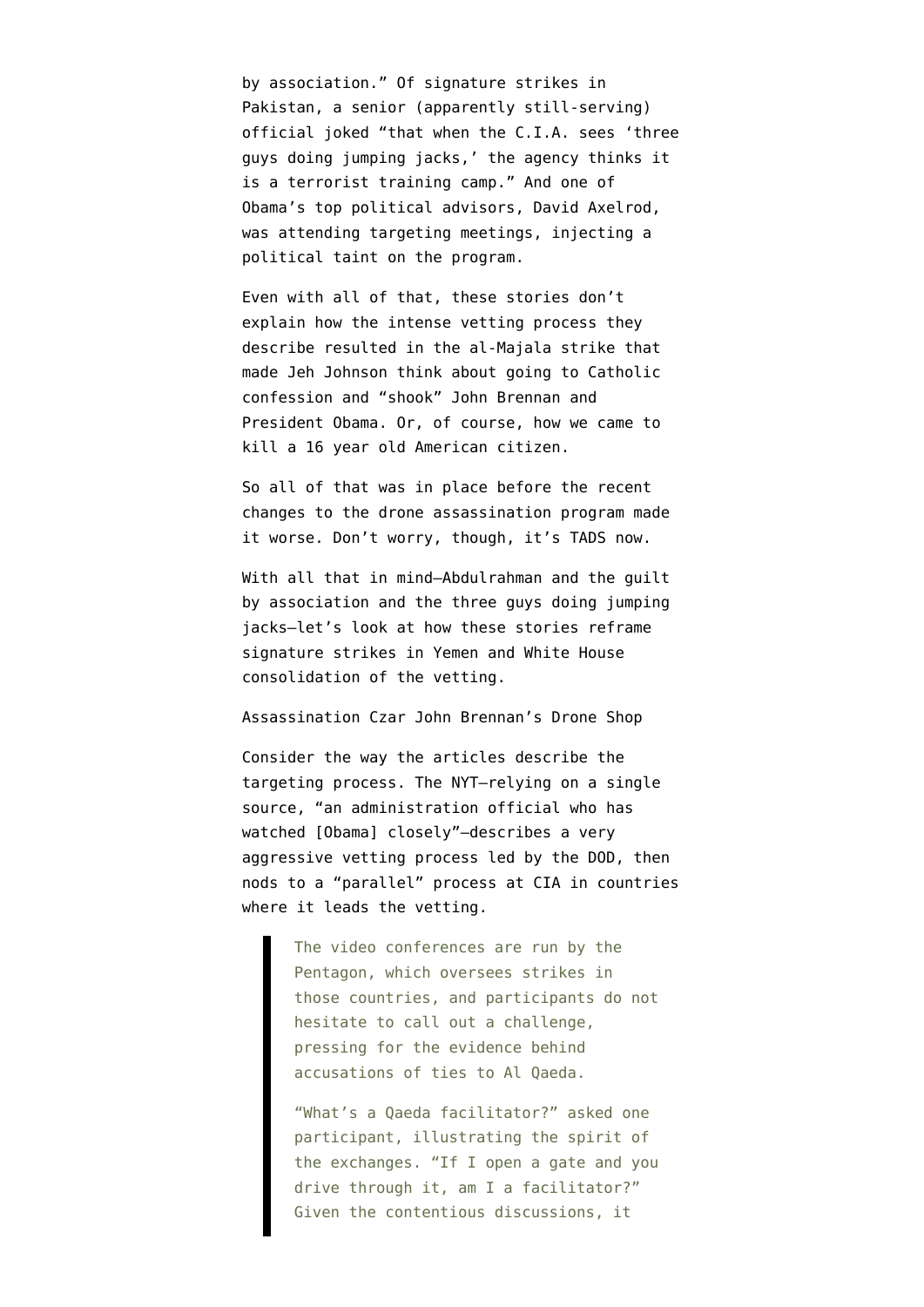by association." Of signature strikes in Pakistan, a senior (apparently still-serving) official joked "that when the C.I.A. sees 'three guys doing jumping jacks,' the agency thinks it is a terrorist training camp." And one of Obama's top political advisors, David Axelrod, was attending targeting meetings, injecting a political taint on the program.

Even with all of that, these stories don't explain how the intense vetting process they describe resulted in the al-Majala strike that made Jeh Johnson think about going to Catholic confession and "shook" John Brennan and President Obama. Or, of course, how we came to kill a 16 year old American citizen.

So all of that was in place before the recent changes to the drone assassination program made it worse. Don't worry, though, it's TADS now.

With all that in mind—Abdulrahman and the guilt by association and the three guys doing jumping jacks—let's look at how these stories reframe signature strikes in Yemen and White House consolidation of the vetting.

## Assassination Czar John Brennan's Drone Shop

Consider the way the articles describe the targeting process. The NYT—relying on a single source, "an administration official who has watched [Obama] closely"—describes a very aggressive vetting process led by the DOD, then nods to a "parallel" process at CIA in countries where it leads the vetting.

> The video conferences are run by the Pentagon, which oversees strikes in those countries, and participants do not hesitate to call out a challenge, pressing for the evidence behind accusations of ties to Al Qaeda.
>
> "What's a Qaeda facilitator?" asked one participant, illustrating the spirit of the exchanges. "If I open a gate and you drive through it, am I a facilitator?" Given the contentious discussions, it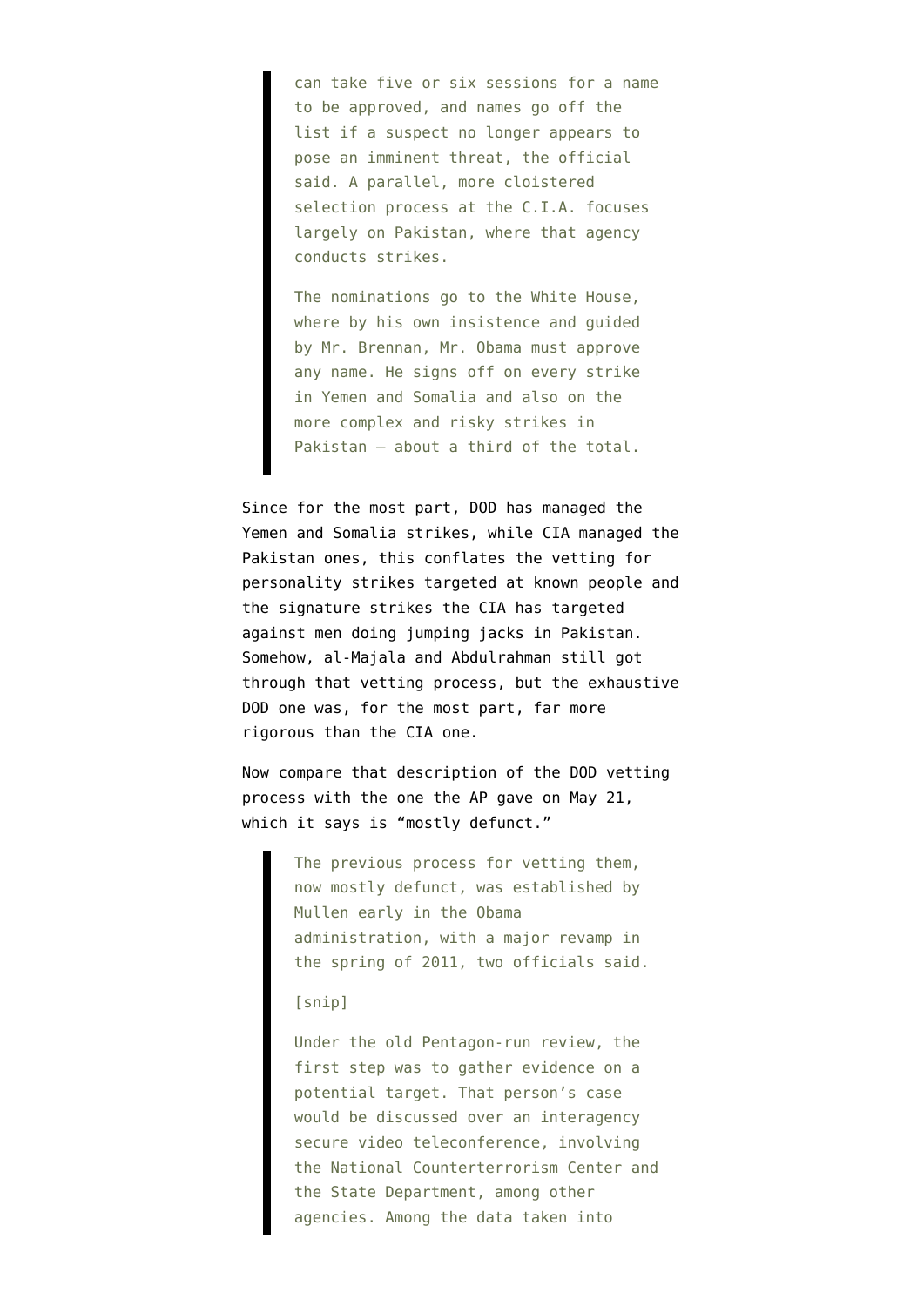> can take five or six sessions for a name to be approved, and names go off the list if a suspect no longer appears to pose an imminent threat, the official said. A parallel, more cloistered selection process at the C.I.A. focuses largely on Pakistan, where that agency conducts strikes.
>
> The nominations go to the White House, where by his own insistence and guided by Mr. Brennan, Mr. Obama must approve any name. He signs off on every strike in Yemen and Somalia and also on the more complex and risky strikes in Pakistan — about a third of the total.

Since for the most part, DOD has managed the Yemen and Somalia strikes, while CIA managed the Pakistan ones, this conflates the vetting for personality strikes targeted at known people and the signature strikes the CIA has targeted against men doing jumping jacks in Pakistan. Somehow, al-Majala and Abdulrahman still got through that vetting process, but the exhaustive DOD one was, for the most part, far more rigorous than the CIA one.

Now compare that description of the DOD vetting process with the one the AP gave on May 21, which it says is "mostly defunct."

> The previous process for vetting them, now mostly defunct, was established by Mullen early in the Obama administration, with a major revamp in the spring of 2011, two officials said.
>
> [snip]
>
> Under the old Pentagon-run review, the first step was to gather evidence on a potential target. That person's case would be discussed over an interagency secure video teleconference, involving the National Counterterrorism Center and the State Department, among other agencies. Among the data taken into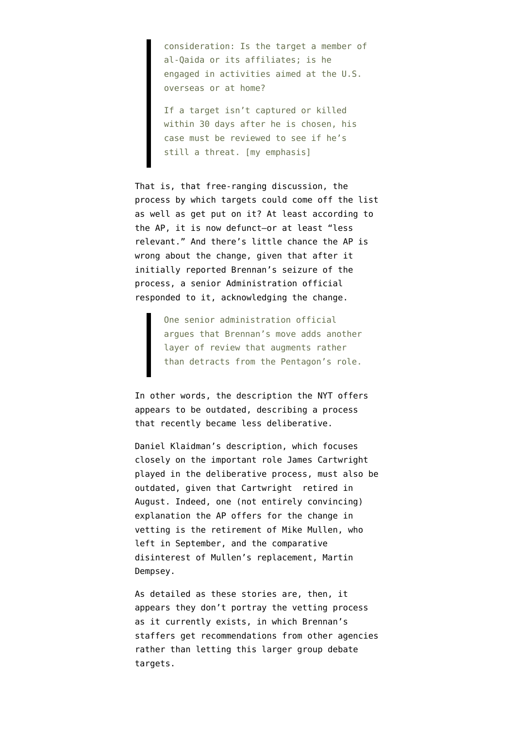> consideration: Is the target a member of al-Qaida or its affiliates; is he engaged in activities aimed at the U.S. overseas or at home?
>
> If a target isn't captured or killed within 30 days after he is chosen, his case must be reviewed to see if he's still a threat. [my emphasis]

That is, that free-ranging discussion, the process by which targets could come off the list as well as get put on it? At least according to the AP, it is now defunct—or at least "less relevant." And there's little chance the AP is wrong about the change, given that after it initially reported Brennan's seizure of the process, a senior Administration official responded to it, acknowledging the change.

> One senior administration official argues that Brennan's move adds another layer of review that augments rather than detracts from the Pentagon's role.

In other words, the description the NYT offers appears to be outdated, describing a process that recently became less deliberative.

Daniel Klaidman's description, which focuses closely on the important role James Cartwright played in the deliberative process, must also be outdated, given that Cartwright retired in August. Indeed, one (not entirely convincing) explanation the AP offers for the change in vetting is the retirement of Mike Mullen, who left in September, and the comparative disinterest of Mullen's replacement, Martin Dempsey.

As detailed as these stories are, then, it appears they don't portray the vetting process as it currently exists, in which Brennan's staffers get recommendations from other agencies rather than letting this larger group debate targets.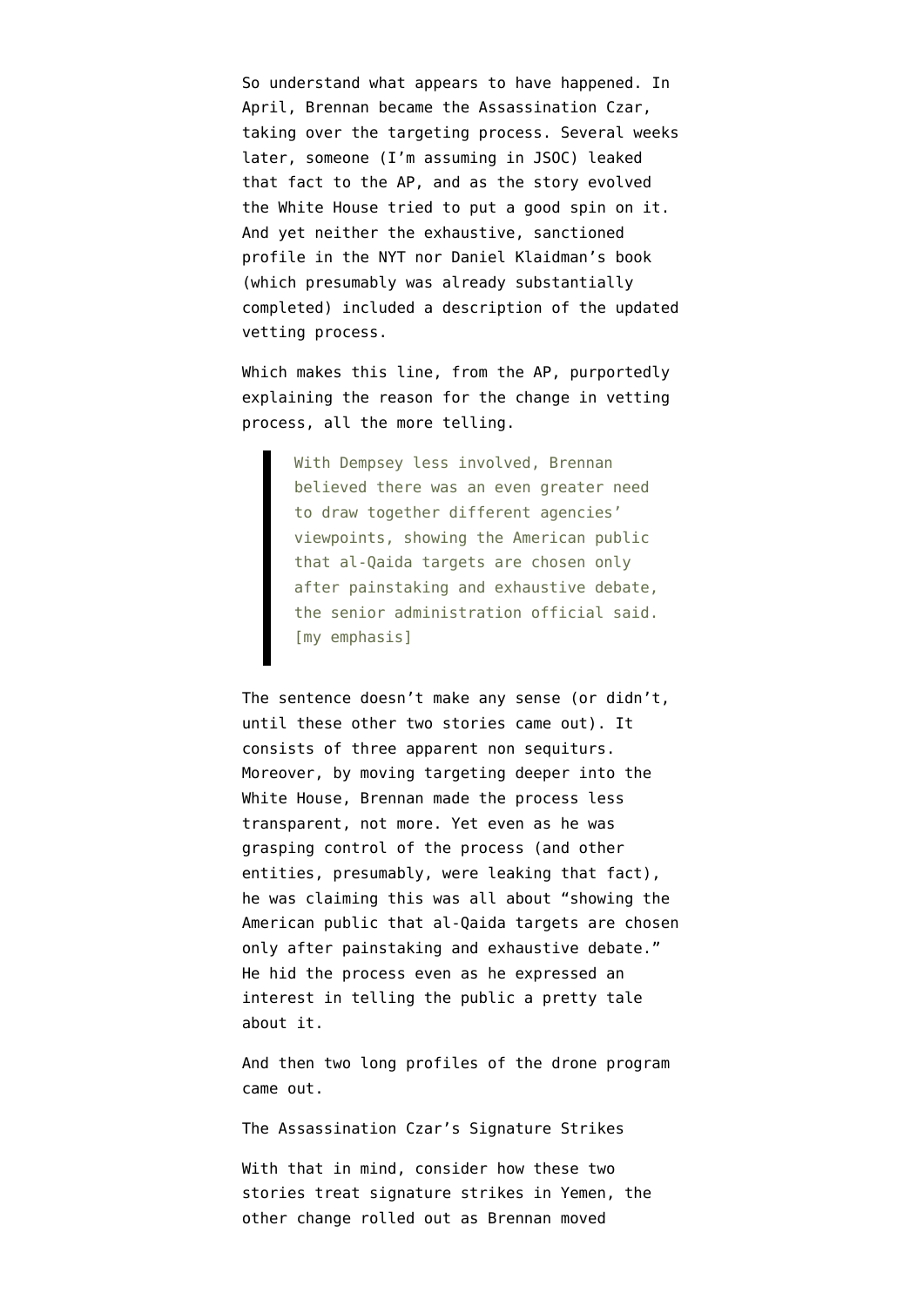So understand what appears to have happened. In April, Brennan became the Assassination Czar, taking over the targeting process. Several weeks later, someone (I'm assuming in JSOC) leaked that fact to the AP, and as the story evolved the White House tried to put a good spin on it. And yet neither the exhaustive, sanctioned profile in the NYT nor Daniel Klaidman's book (which presumably was already substantially completed) included a description of the updated vetting process.

Which makes this line, from the AP, purportedly explaining the reason for the change in vetting process, all the more telling.

> With Dempsey less involved, Brennan believed there was an even greater need to draw together different agencies' viewpoints, showing the American public that al-Qaida targets are chosen only after painstaking and exhaustive debate, the senior administration official said. [my emphasis]

The sentence doesn't make any sense (or didn't, until these other two stories came out). It consists of three apparent non sequiturs. Moreover, by moving targeting deeper into the White House, Brennan made the process less transparent, not more. Yet even as he was grasping control of the process (and other entities, presumably, were leaking that fact), he was claiming this was all about "showing the American public that al-Qaida targets are chosen only after painstaking and exhaustive debate." He hid the process even as he expressed an interest in telling the public a pretty tale about it.

And then two long profiles of the drone program came out.

The Assassination Czar's Signature Strikes

With that in mind, consider how these two stories treat signature strikes in Yemen, the other change rolled out as Brennan moved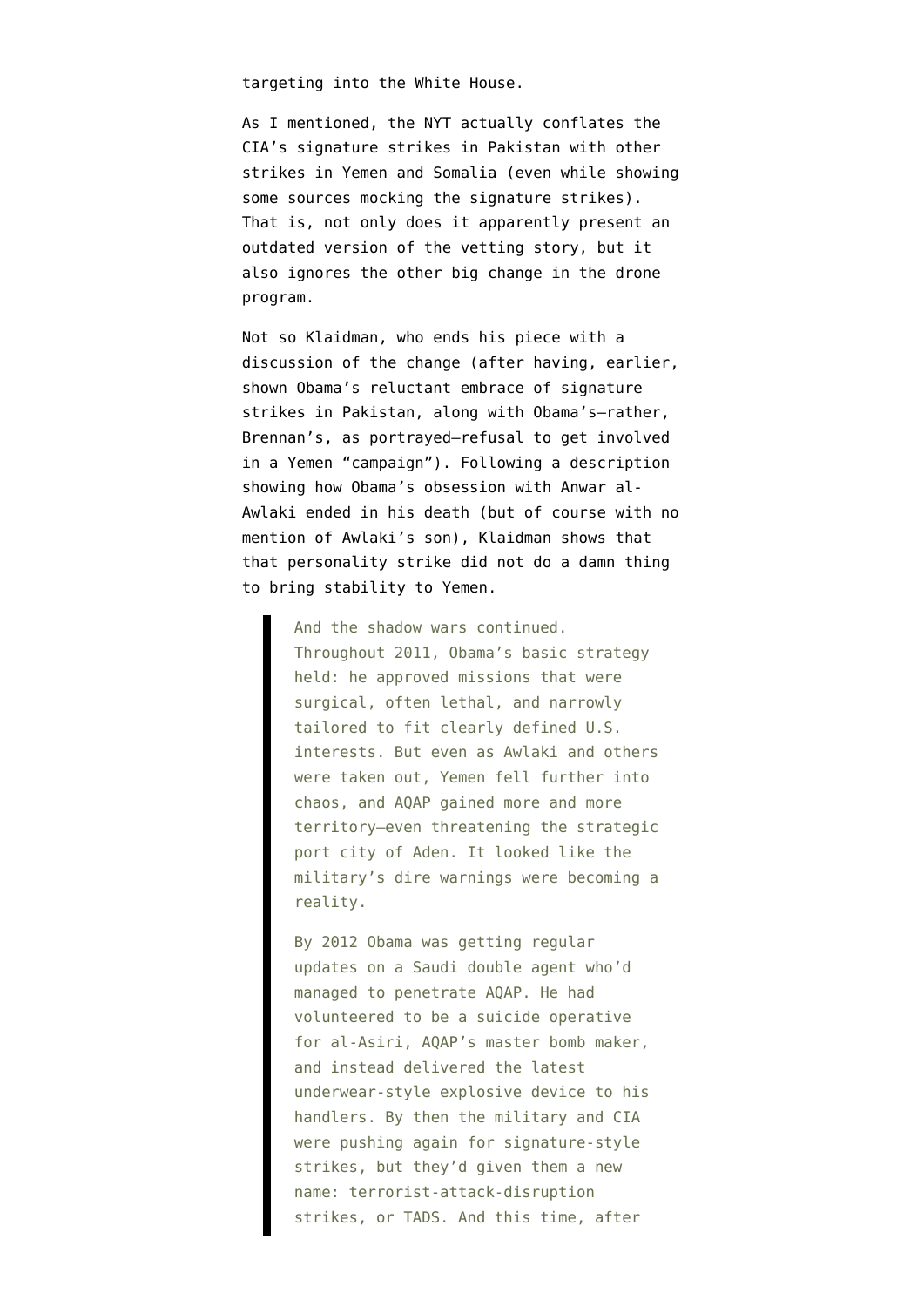targeting into the White House.

As I mentioned, the NYT actually conflates the CIA's signature strikes in Pakistan with other strikes in Yemen and Somalia (even while showing some sources mocking the signature strikes). That is, not only does it apparently present an outdated version of the vetting story, but it also ignores the other big change in the drone program.

Not so Klaidman, who ends his piece with a discussion of the change (after having, earlier, shown Obama's reluctant embrace of signature strikes in Pakistan, along with Obama's–rather, Brennan's, as portrayed–refusal to get involved in a Yemen "campaign"). Following a description showing how Obama's obsession with Anwar al-Awlaki ended in his death (but of course with no mention of Awlaki's son), Klaidman shows that that personality strike did not do a damn thing to bring stability to Yemen.

> And the shadow wars continued. Throughout 2011, Obama's basic strategy held: he approved missions that were surgical, often lethal, and narrowly tailored to fit clearly defined U.S. interests. But even as Awlaki and others were taken out, Yemen fell further into chaos, and AQAP gained more and more territory—even threatening the strategic port city of Aden. It looked like the military's dire warnings were becoming a reality.
>
> By 2012 Obama was getting regular updates on a Saudi double agent who'd managed to penetrate AQAP. He had volunteered to be a suicide operative for al-Asiri, AQAP's master bomb maker, and instead delivered the latest underwear-style explosive device to his handlers. By then the military and CIA were pushing again for signature-style strikes, but they'd given them a new name: terrorist-attack-disruption strikes, or TADS. And this time, after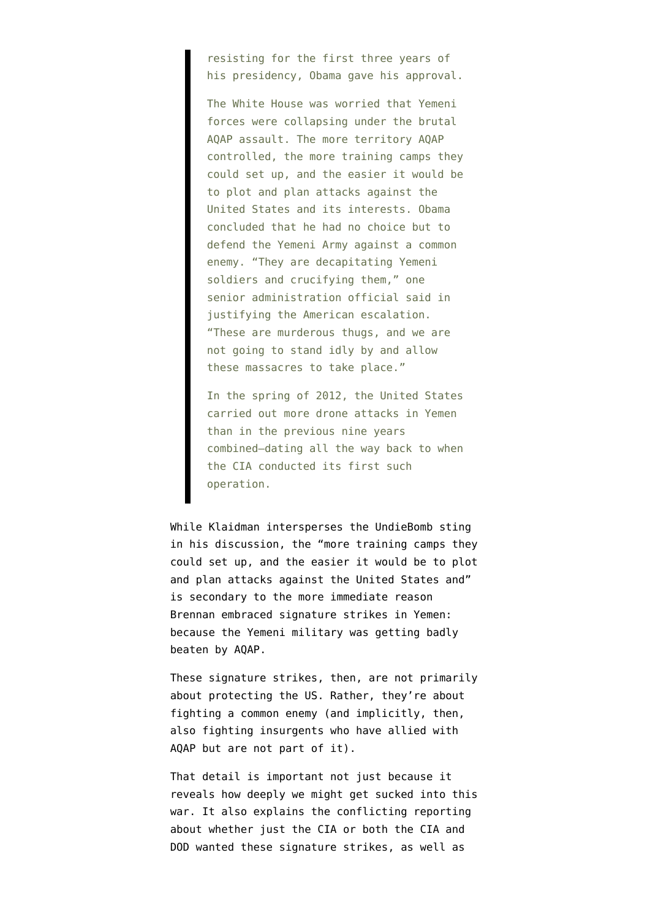> resisting for the first three years of his presidency, Obama gave his approval.
>
> The White House was worried that Yemeni forces were collapsing under the brutal AQAP assault. The more territory AQAP controlled, the more training camps they could set up, and the easier it would be to plot and plan attacks against the United States and its interests. Obama concluded that he had no choice but to defend the Yemeni Army against a common enemy. "They are decapitating Yemeni soldiers and crucifying them," one senior administration official said in justifying the American escalation. "These are murderous thugs, and we are not going to stand idly by and allow these massacres to take place."
>
> In the spring of 2012, the United States carried out more drone attacks in Yemen than in the previous nine years combined—dating all the way back to when the CIA conducted its first such operation.

While Klaidman intersperses the UndieBomb sting in his discussion, the "more training camps they could set up, and the easier it would be to plot and plan attacks against the United States and" is secondary to the more immediate reason Brennan embraced signature strikes in Yemen: because the Yemeni military was getting badly beaten by AQAP.

These signature strikes, then, are not primarily about protecting the US. Rather, they're about fighting a common enemy (and implicitly, then, also fighting insurgents who have allied with AQAP but are not part of it).

That detail is important not just because it reveals how deeply we might get sucked into this war. It also explains the conflicting reporting about whether just the CIA or both the CIA and DOD wanted these signature strikes, as well as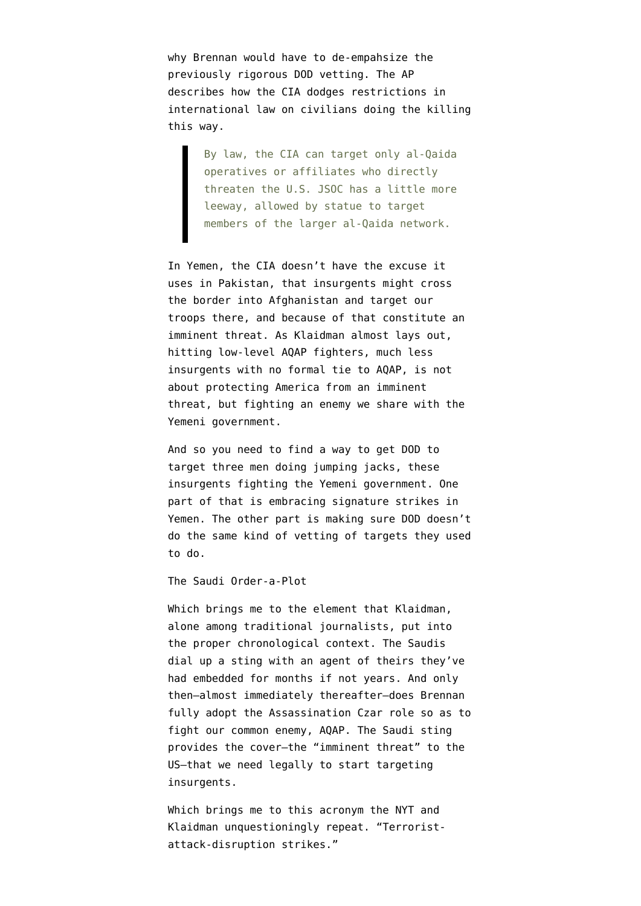why Brennan would have to de-empahsize the previously rigorous DOD vetting. The AP describes how the CIA dodges restrictions in international law on civilians doing the killing this way.

> By law, the CIA can target only al-Qaida operatives or affiliates who directly threaten the U.S. JSOC has a little more leeway, allowed by statue to target members of the larger al-Qaida network.

In Yemen, the CIA doesn't have the excuse it uses in Pakistan, that insurgents might cross the border into Afghanistan and target our troops there, and because of that constitute an imminent threat. As Klaidman almost lays out, hitting low-level AQAP fighters, much less insurgents with no formal tie to AQAP, is not about protecting America from an imminent threat, but fighting an enemy we share with the Yemeni government.

And so you need to find a way to get DOD to target three men doing jumping jacks, these insurgents fighting the Yemeni government. One part of that is embracing signature strikes in Yemen. The other part is making sure DOD doesn't do the same kind of vetting of targets they used to do.

The Saudi Order-a-Plot

Which brings me to the element that Klaidman, alone among traditional journalists, put into the proper chronological context. The Saudis dial up a sting with an agent of theirs they've had embedded for months if not years. And only then–almost immediately thereafter–does Brennan fully adopt the Assassination Czar role so as to fight our common enemy, AQAP. The Saudi sting provides the cover–the "imminent threat" to the US–that we need legally to start targeting insurgents.

Which brings me to this acronym the NYT and Klaidman unquestioningly repeat. "Terrorist-attack-disruption strikes."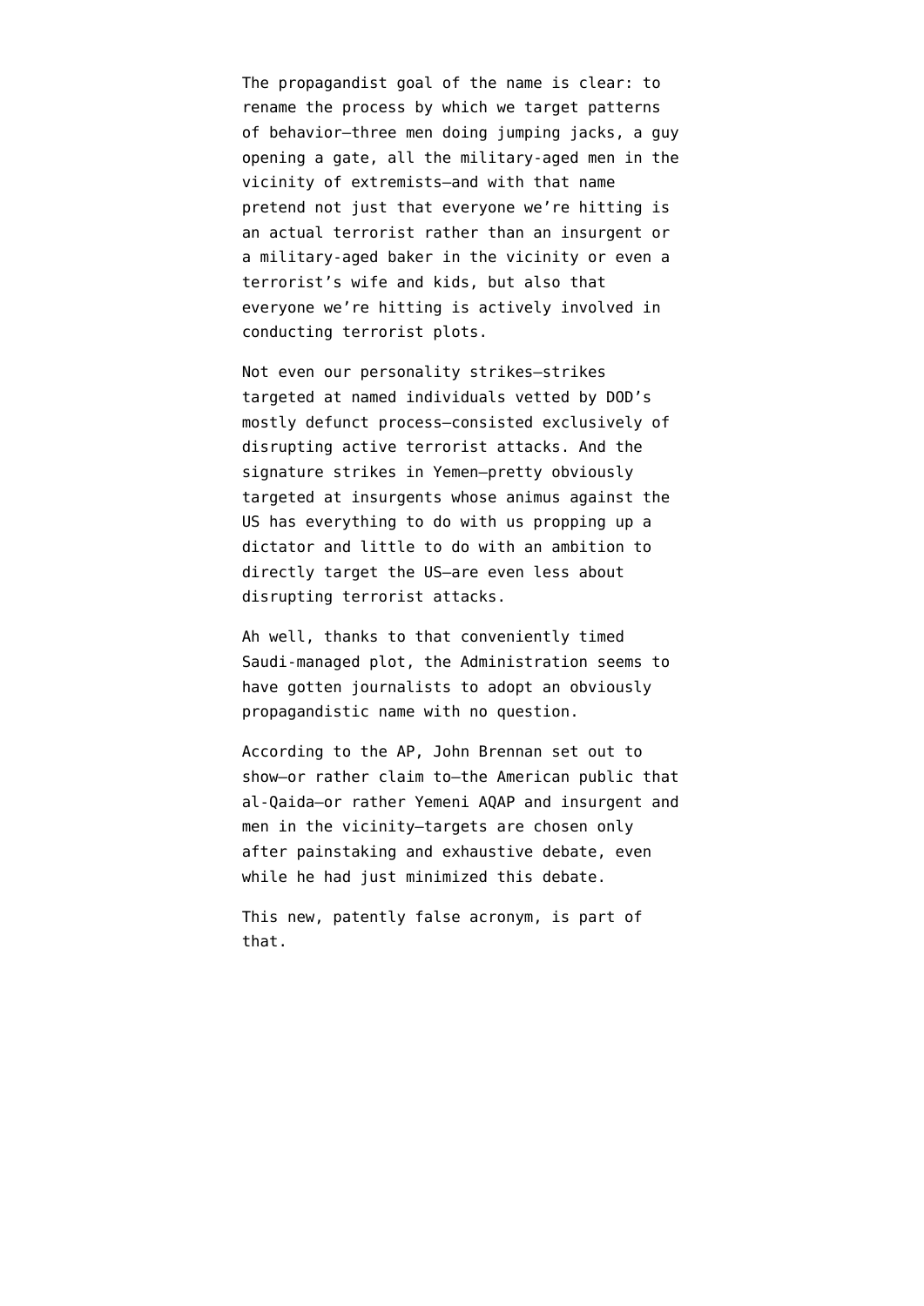The propagandist goal of the name is clear: to rename the process by which we target patterns of behavior—three men doing jumping jacks, a guy opening a gate, all the military-aged men in the vicinity of extremists—and with that name pretend not just that everyone we're hitting is an actual terrorist rather than an insurgent or a military-aged baker in the vicinity or even a terrorist's wife and kids, but also that everyone we're hitting is actively involved in conducting terrorist plots.

Not even our personality strikes—strikes targeted at named individuals vetted by DOD's mostly defunct process—consisted exclusively of disrupting active terrorist attacks. And the signature strikes in Yemen—pretty obviously targeted at insurgents whose animus against the US has everything to do with us propping up a dictator and little to do with an ambition to directly target the US—are even less about disrupting terrorist attacks.

Ah well, thanks to that conveniently timed Saudi-managed plot, the Administration seems to have gotten journalists to adopt an obviously propagandistic name with no question.

According to the AP, John Brennan set out to show—or rather claim to—the American public that al-Qaida—or rather Yemeni AQAP and insurgent and men in the vicinity—targets are chosen only after painstaking and exhaustive debate, even while he had just minimized this debate.

This new, patently false acronym, is part of that.